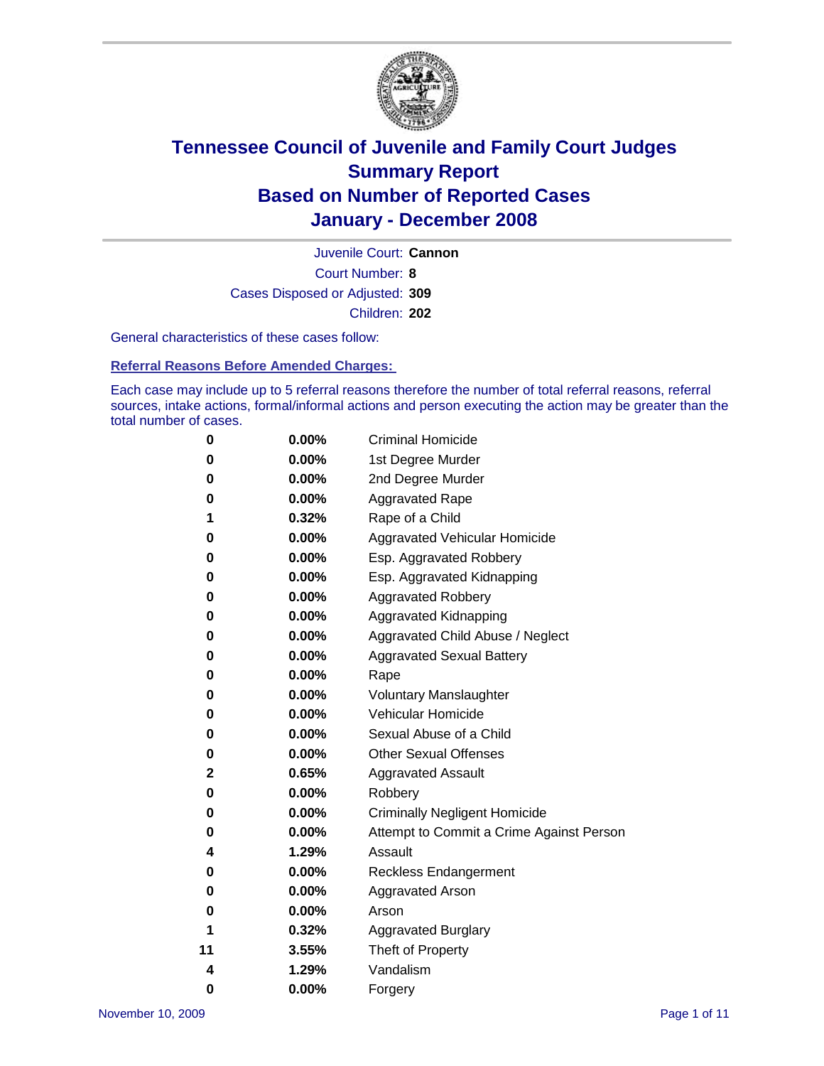# Tennessee Council of Juvenile and Family Court Judges
# Summary Report
# Based on Number of Reported Cases
# January - December 2008

Juvenile Court: **Cannon**

Court Number: **8**

Cases Disposed or Adjusted: **309**

Children: **202**

General characteristics of these cases follow:

**Referral Reasons Before Amended Charges:**

Each case may include up to 5 referral reasons therefore the number of total referral reasons, referral sources, intake actions, formal/informal actions and person executing the action may be greater than the total number of cases.

| Count | Percent | Referral Reason |
|---|---|---|
| 0 | 0.00% | Criminal Homicide |
| 0 | 0.00% | 1st Degree Murder |
| 0 | 0.00% | 2nd Degree Murder |
| 0 | 0.00% | Aggravated Rape |
| 1 | 0.32% | Rape of a Child |
| 0 | 0.00% | Aggravated Vehicular Homicide |
| 0 | 0.00% | Esp. Aggravated Robbery |
| 0 | 0.00% | Esp. Aggravated Kidnapping |
| 0 | 0.00% | Aggravated Robbery |
| 0 | 0.00% | Aggravated Kidnapping |
| 0 | 0.00% | Aggravated Child Abuse / Neglect |
| 0 | 0.00% | Aggravated Sexual Battery |
| 0 | 0.00% | Rape |
| 0 | 0.00% | Voluntary Manslaughter |
| 0 | 0.00% | Vehicular Homicide |
| 0 | 0.00% | Sexual Abuse of a Child |
| 0 | 0.00% | Other Sexual Offenses |
| 2 | 0.65% | Aggravated Assault |
| 0 | 0.00% | Robbery |
| 0 | 0.00% | Criminally Negligent Homicide |
| 0 | 0.00% | Attempt to Commit a Crime Against Person |
| 4 | 1.29% | Assault |
| 0 | 0.00% | Reckless Endangerment |
| 0 | 0.00% | Aggravated Arson |
| 0 | 0.00% | Arson |
| 1 | 0.32% | Aggravated Burglary |
| 11 | 3.55% | Theft of Property |
| 4 | 1.29% | Vandalism |
| 0 | 0.00% | Forgery |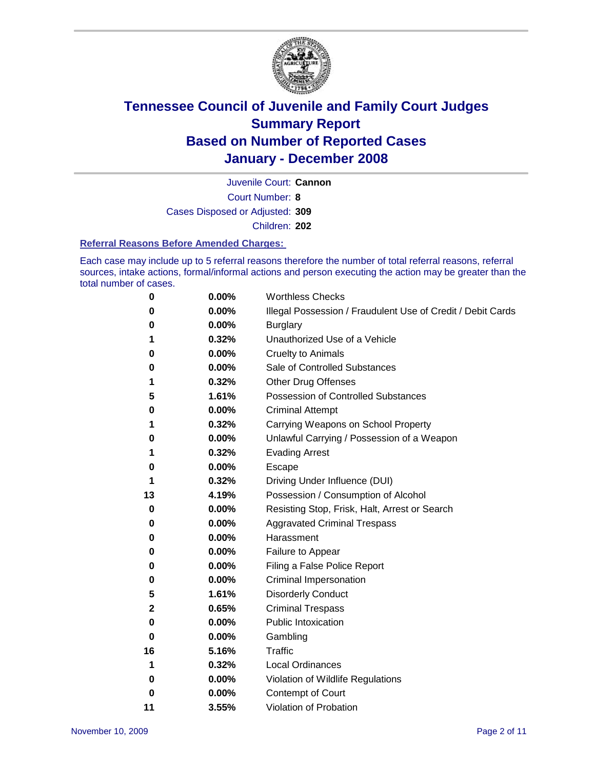# Tennessee Council of Juvenile and Family Court Judges
# Summary Report
# Based on Number of Reported Cases
# January - December 2008

Juvenile Court: **Cannon**
Court Number: **8**
Cases Disposed or Adjusted: **309**
Children: **202**

### Referral Reasons Before Amended Charges:

Each case may include up to 5 referral reasons therefore the number of total referral reasons, referral sources, intake actions, formal/informal actions and person executing the action may be greater than the total number of cases.

| Count | Percent | Referral Reason |
|---|---|---|
| 0 | 0.00% | Worthless Checks |
| 0 | 0.00% | Illegal Possession / Fraudulent Use of Credit / Debit Cards |
| 0 | 0.00% | Burglary |
| 1 | 0.32% | Unauthorized Use of a Vehicle |
| 0 | 0.00% | Cruelty to Animals |
| 0 | 0.00% | Sale of Controlled Substances |
| 1 | 0.32% | Other Drug Offenses |
| 5 | 1.61% | Possession of Controlled Substances |
| 0 | 0.00% | Criminal Attempt |
| 1 | 0.32% | Carrying Weapons on School Property |
| 0 | 0.00% | Unlawful Carrying / Possession of a Weapon |
| 1 | 0.32% | Evading Arrest |
| 0 | 0.00% | Escape |
| 1 | 0.32% | Driving Under Influence (DUI) |
| 13 | 4.19% | Possession / Consumption of Alcohol |
| 0 | 0.00% | Resisting Stop, Frisk, Halt, Arrest or Search |
| 0 | 0.00% | Aggravated Criminal Trespass |
| 0 | 0.00% | Harassment |
| 0 | 0.00% | Failure to Appear |
| 0 | 0.00% | Filing a False Police Report |
| 0 | 0.00% | Criminal Impersonation |
| 5 | 1.61% | Disorderly Conduct |
| 2 | 0.65% | Criminal Trespass |
| 0 | 0.00% | Public Intoxication |
| 0 | 0.00% | Gambling |
| 16 | 5.16% | Traffic |
| 1 | 0.32% | Local Ordinances |
| 0 | 0.00% | Violation of Wildlife Regulations |
| 0 | 0.00% | Contempt of Court |
| 11 | 3.55% | Violation of Probation |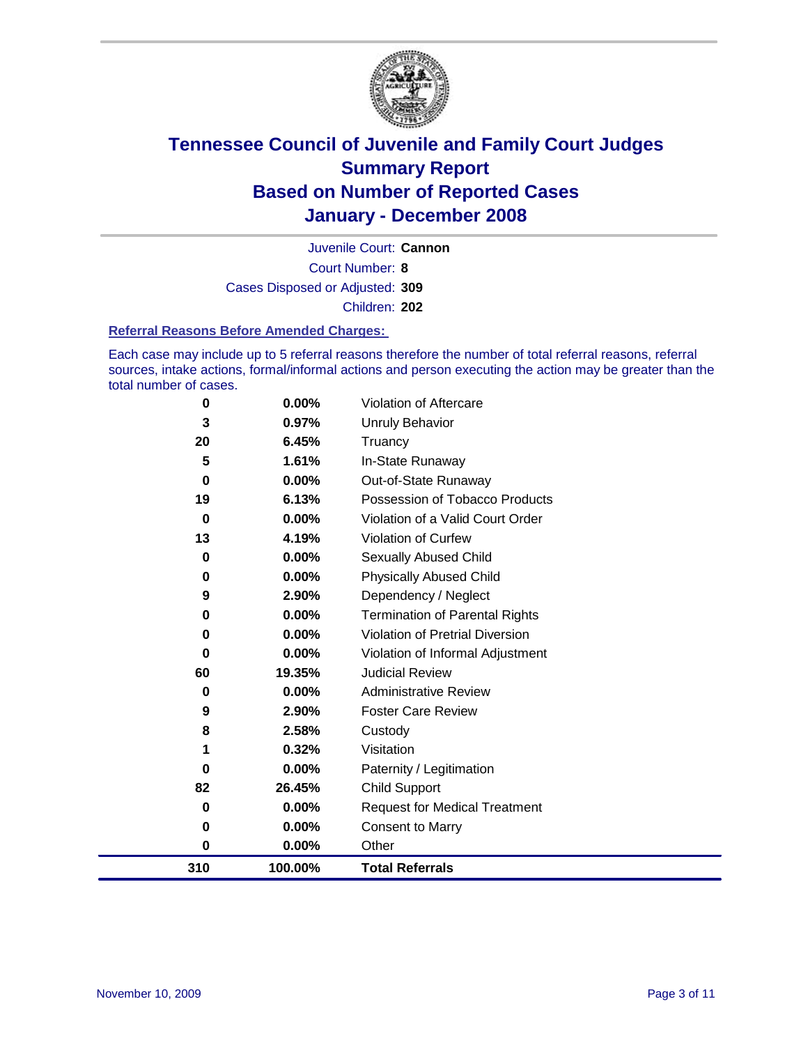# Tennessee Council of Juvenile and Family Court Judges
## Summary Report
## Based on Number of Reported Cases
## January - December 2008

Juvenile Court: **Cannon**

Court Number: **8**

Cases Disposed or Adjusted: **309**

Children: **202**

### Referral Reasons Before Amended Charges:

Each case may include up to 5 referral reasons therefore the number of total referral reasons, referral sources, intake actions, formal/informal actions and person executing the action may be greater than the total number of cases.

| Count | Percent | Referral Reason |
|---|---|---|
| 0 | 0.00% | Violation of Aftercare |
| 3 | 0.97% | Unruly Behavior |
| 20 | 6.45% | Truancy |
| 5 | 1.61% | In-State Runaway |
| 0 | 0.00% | Out-of-State Runaway |
| 19 | 6.13% | Possession of Tobacco Products |
| 0 | 0.00% | Violation of a Valid Court Order |
| 13 | 4.19% | Violation of Curfew |
| 0 | 0.00% | Sexually Abused Child |
| 0 | 0.00% | Physically Abused Child |
| 9 | 2.90% | Dependency / Neglect |
| 0 | 0.00% | Termination of Parental Rights |
| 0 | 0.00% | Violation of Pretrial Diversion |
| 0 | 0.00% | Violation of Informal Adjustment |
| 60 | 19.35% | Judicial Review |
| 0 | 0.00% | Administrative Review |
| 9 | 2.90% | Foster Care Review |
| 8 | 2.58% | Custody |
| 1 | 0.32% | Visitation |
| 0 | 0.00% | Paternity / Legitimation |
| 82 | 26.45% | Child Support |
| 0 | 0.00% | Request for Medical Treatment |
| 0 | 0.00% | Consent to Marry |
| 0 | 0.00% | Other |
| **310** | **100.00%** | **Total Referrals** |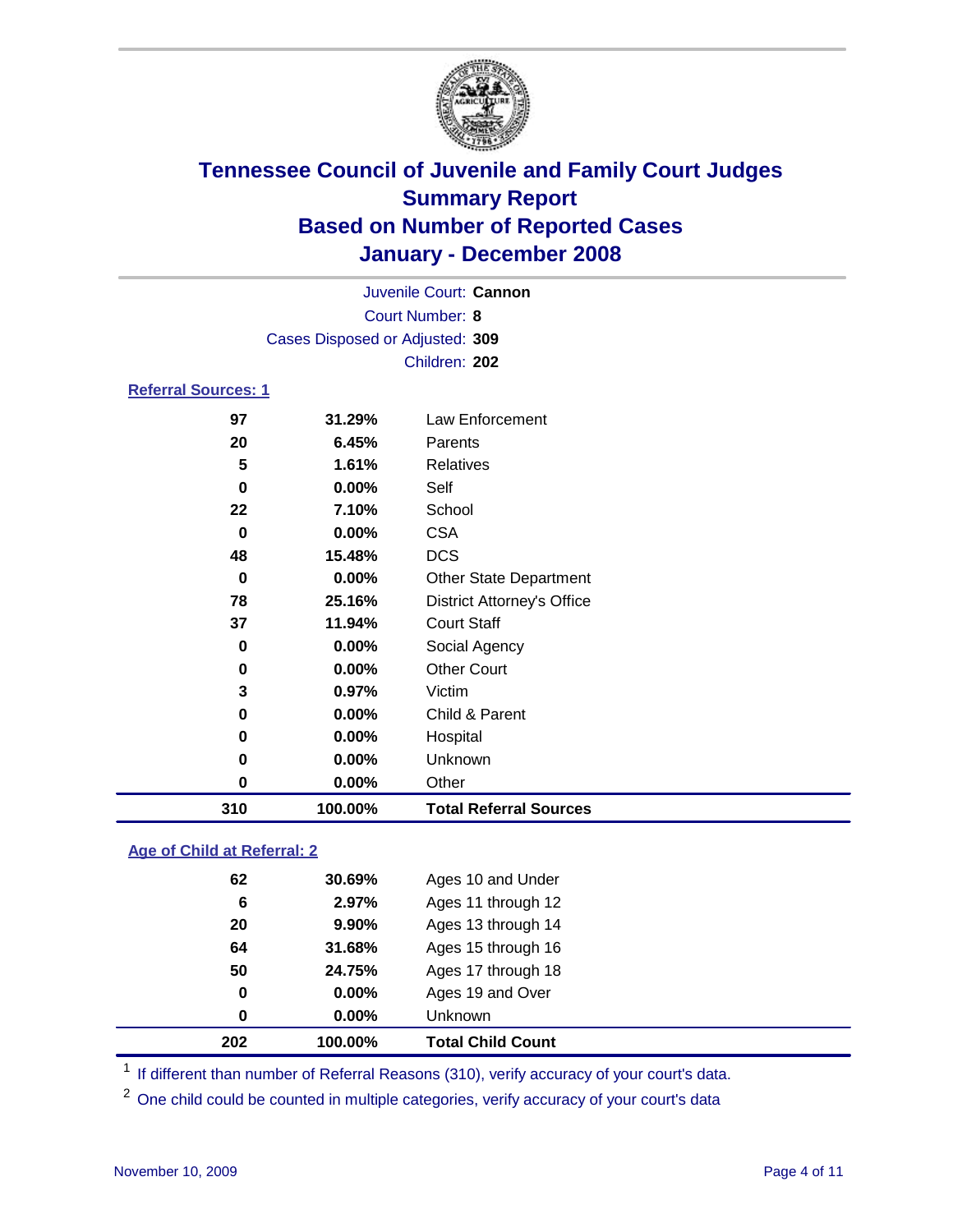# Tennessee Council of Juvenile and Family Court Judges
## Summary Report
## Based on Number of Reported Cases
## January - December 2008

Juvenile Court: **Cannon**
Court Number: **8**
Cases Disposed or Adjusted: **309**
Children: **202**

### Referral Sources: 1

| Count | Percent | Source |
|---|---|---|
| 97 | 31.29% | Law Enforcement |
| 20 | 6.45% | Parents |
| 5 | 1.61% | Relatives |
| 0 | 0.00% | Self |
| 22 | 7.10% | School |
| 0 | 0.00% | CSA |
| 48 | 15.48% | DCS |
| 0 | 0.00% | Other State Department |
| 78 | 25.16% | District Attorney's Office |
| 37 | 11.94% | Court Staff |
| 0 | 0.00% | Social Agency |
| 0 | 0.00% | Other Court |
| 3 | 0.97% | Victim |
| 0 | 0.00% | Child & Parent |
| 0 | 0.00% | Hospital |
| 0 | 0.00% | Unknown |
| 0 | 0.00% | Other |
| **310** | **100.00%** | **Total Referral Sources** |

### Age of Child at Referral: 2

| Count | Percent | Age |
|---|---|---|
| 62 | 30.69% | Ages 10 and Under |
| 6 | 2.97% | Ages 11 through 12 |
| 20 | 9.90% | Ages 13 through 14 |
| 64 | 31.68% | Ages 15 through 16 |
| 50 | 24.75% | Ages 17 through 18 |
| 0 | 0.00% | Ages 19 and Over |
| 0 | 0.00% | Unknown |
| **202** | **100.00%** | **Total Child Count** |

[1] If different than number of Referral Reasons (310), verify accuracy of your court's data.

[2] One child could be counted in multiple categories, verify accuracy of your court's data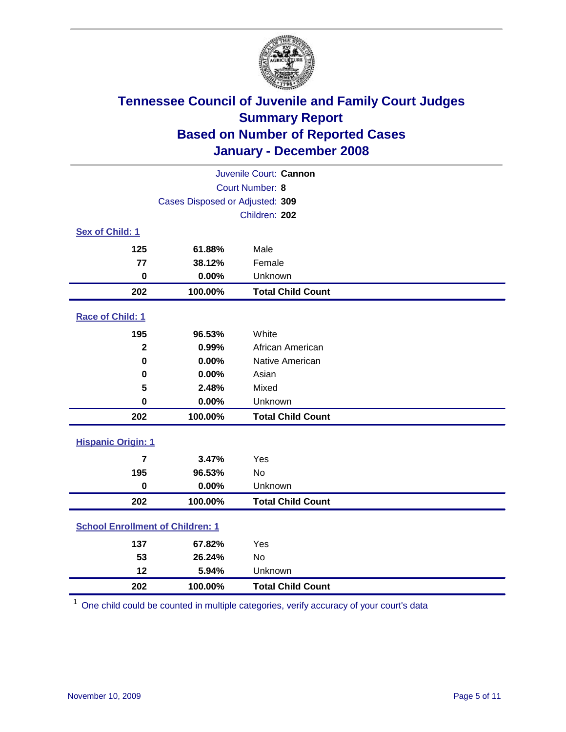# Tennessee Council of Juvenile and Family Court Judges
# Summary Report
# Based on Number of Reported Cases
# January - December 2008

Juvenile Court: **Cannon**

Court Number: **8**

Cases Disposed or Adjusted: **309**

Children: **202**

### Sex of Child: 1

| | | |
|---|---|---|
| **125** | **61.88%** | Male |
| **77** | **38.12%** | Female |
| **0** | **0.00%** | Unknown |
| **202** | **100.00%** | **Total Child Count** |

### Race of Child: 1

| | | |
|---|---|---|
| **195** | **96.53%** | White |
| **2** | **0.99%** | African American |
| **0** | **0.00%** | Native American |
| **0** | **0.00%** | Asian |
| **5** | **2.48%** | Mixed |
| **0** | **0.00%** | Unknown |
| **202** | **100.00%** | **Total Child Count** |

### Hispanic Origin: 1

| | | |
|---|---|---|
| **7** | **3.47%** | Yes |
| **195** | **96.53%** | No |
| **0** | **0.00%** | Unknown |
| **202** | **100.00%** | **Total Child Count** |

### School Enrollment of Children: 1

| | | |
|---|---|---|
| **137** | **67.82%** | Yes |
| **53** | **26.24%** | No |
| **12** | **5.94%** | Unknown |
| **202** | **100.00%** | **Total Child Count** |

[1] One child could be counted in multiple categories, verify accuracy of your court's data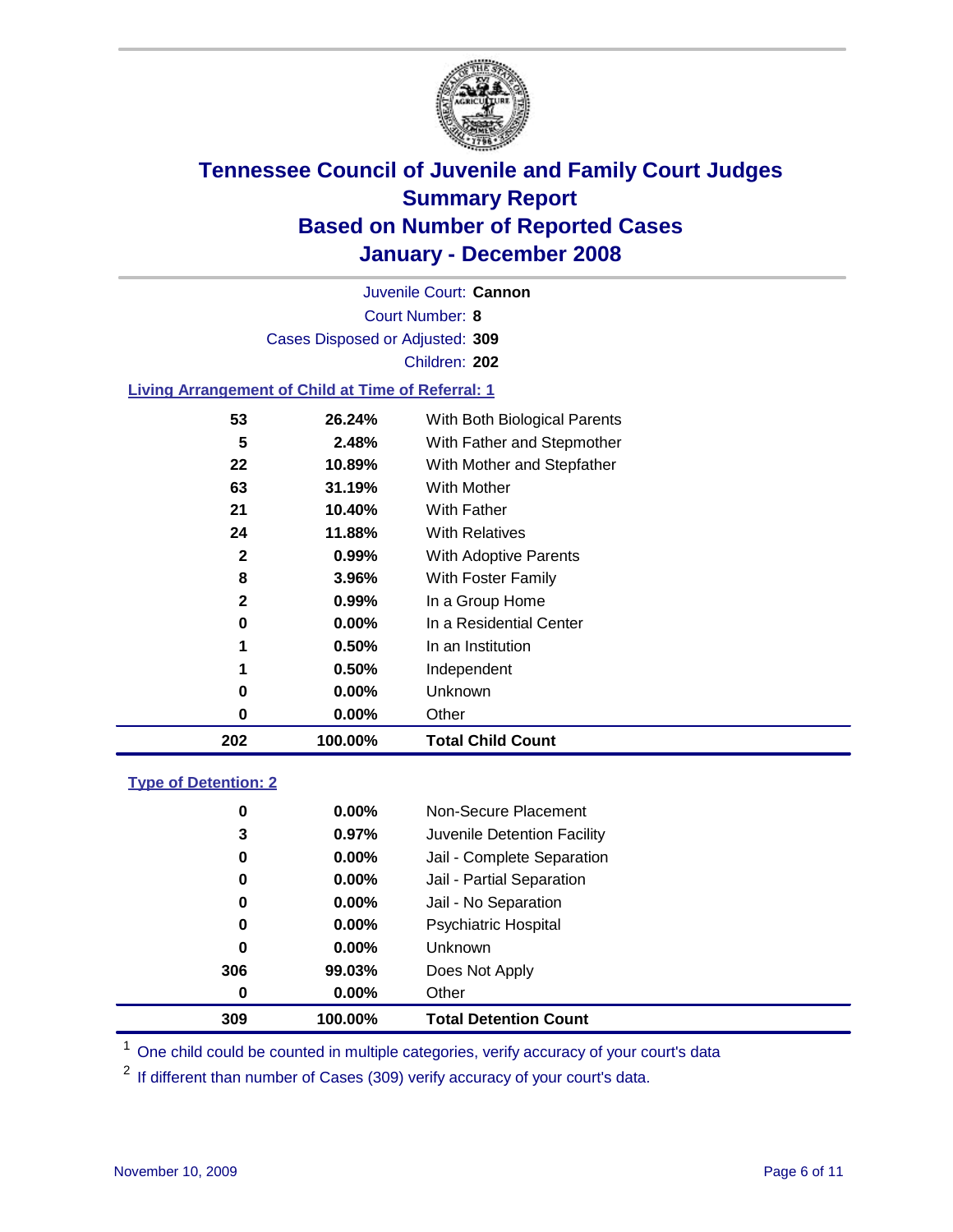# Tennessee Council of Juvenile and Family Court Judges
## Summary Report
## Based on Number of Reported Cases
## January - December 2008

Juvenile Court: **Cannon**

Court Number: **8**

Cases Disposed or Adjusted: **309**

Children: **202**

### Living Arrangement of Child at Time of Referral: 1

| Count | Percent | Category |
|---|---|---|
| 53 | 26.24% | With Both Biological Parents |
| 5 | 2.48% | With Father and Stepmother |
| 22 | 10.89% | With Mother and Stepfather |
| 63 | 31.19% | With Mother |
| 21 | 10.40% | With Father |
| 24 | 11.88% | With Relatives |
| 2 | 0.99% | With Adoptive Parents |
| 8 | 3.96% | With Foster Family |
| 2 | 0.99% | In a Group Home |
| 0 | 0.00% | In a Residential Center |
| 1 | 0.50% | In an Institution |
| 1 | 0.50% | Independent |
| 0 | 0.00% | Unknown |
| 0 | 0.00% | Other |
| **202** | **100.00%** | **Total Child Count** |

### Type of Detention: 2

| Count | Percent | Category |
|---|---|---|
| 0 | 0.00% | Non-Secure Placement |
| 3 | 0.97% | Juvenile Detention Facility |
| 0 | 0.00% | Jail - Complete Separation |
| 0 | 0.00% | Jail - Partial Separation |
| 0 | 0.00% | Jail - No Separation |
| 0 | 0.00% | Psychiatric Hospital |
| 0 | 0.00% | Unknown |
| 306 | 99.03% | Does Not Apply |
| 0 | 0.00% | Other |
| **309** | **100.00%** | **Total Detention Count** |

[1] One child could be counted in multiple categories, verify accuracy of your court's data

[2] If different than number of Cases (309) verify accuracy of your court's data.

November 10, 2009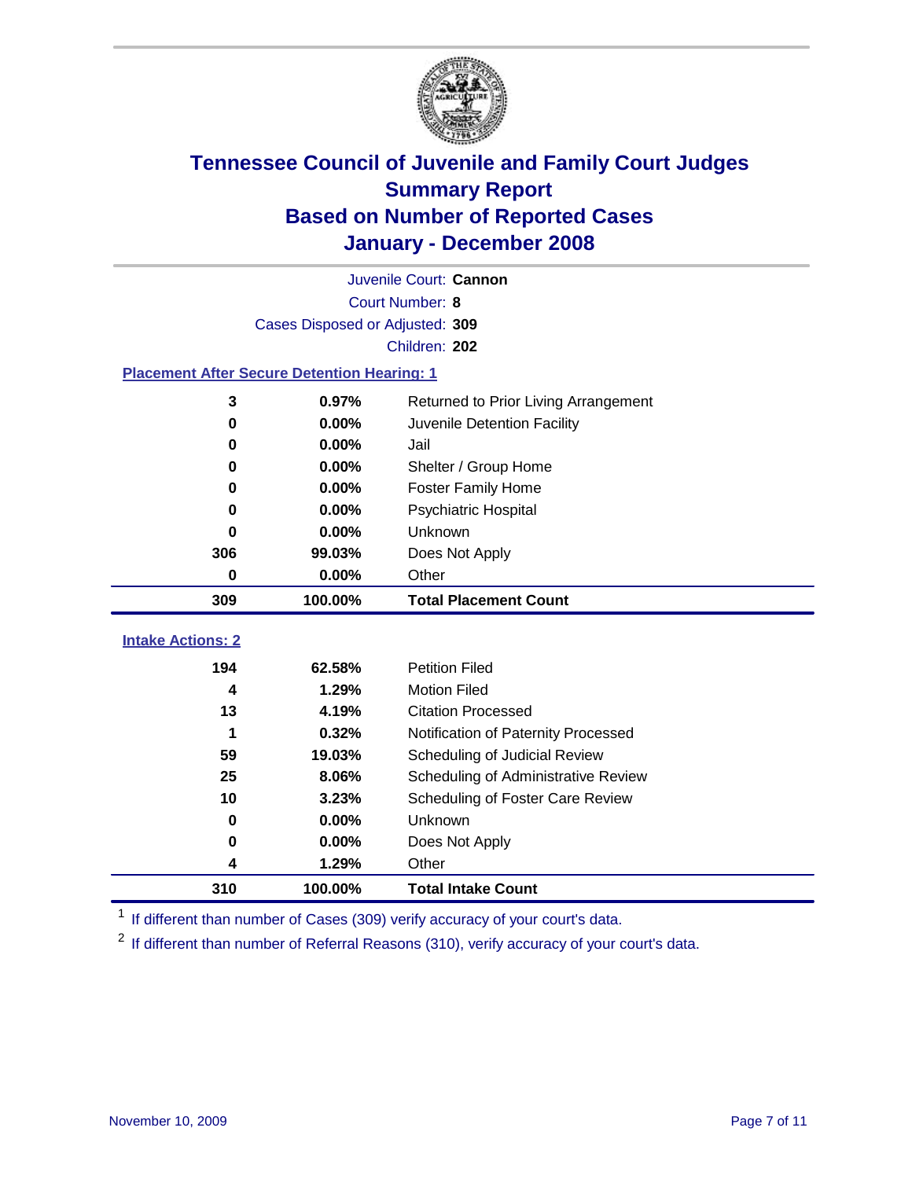# Tennessee Council of Juvenile and Family Court Judges
## Summary Report
## Based on Number of Reported Cases
## January - December 2008

Juvenile Court: **Cannon**
Court Number: **8**
Cases Disposed or Adjusted: **309**
Children: **202**

### Placement After Secure Detention Hearing: 1

| Count | Percent | Placement |
|---|---|---|
| 3 | 0.97% | Returned to Prior Living Arrangement |
| 0 | 0.00% | Juvenile Detention Facility |
| 0 | 0.00% | Jail |
| 0 | 0.00% | Shelter / Group Home |
| 0 | 0.00% | Foster Family Home |
| 0 | 0.00% | Psychiatric Hospital |
| 0 | 0.00% | Unknown |
| 306 | 99.03% | Does Not Apply |
| 0 | 0.00% | Other |
| **309** | **100.00%** | **Total Placement Count** |

### Intake Actions: 2

| Count | Percent | Intake Action |
|---|---|---|
| 194 | 62.58% | Petition Filed |
| 4 | 1.29% | Motion Filed |
| 13 | 4.19% | Citation Processed |
| 1 | 0.32% | Notification of Paternity Processed |
| 59 | 19.03% | Scheduling of Judicial Review |
| 25 | 8.06% | Scheduling of Administrative Review |
| 10 | 3.23% | Scheduling of Foster Care Review |
| 0 | 0.00% | Unknown |
| 0 | 0.00% | Does Not Apply |
| 4 | 1.29% | Other |
| **310** | **100.00%** | **Total Intake Count** |

[1] If different than number of Cases (309) verify accuracy of your court's data.

[2] If different than number of Referral Reasons (310), verify accuracy of your court's data.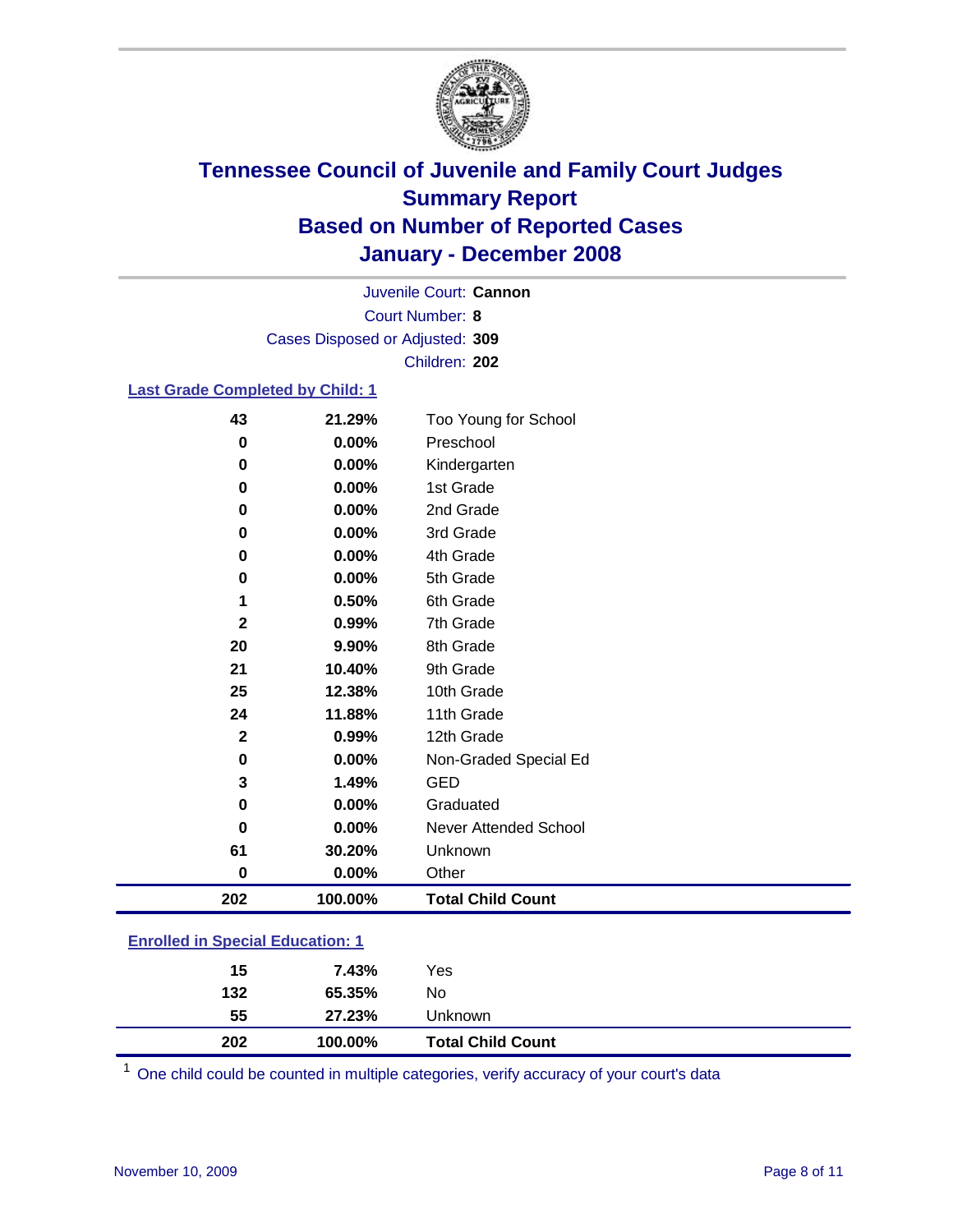# Tennessee Council of Juvenile and Family Court Judges
## Summary Report
## Based on Number of Reported Cases
## January - December 2008

Juvenile Court: **Cannon**
Court Number: **8**
Cases Disposed or Adjusted: **309**
Children: **202**

### Last Grade Completed by Child: 1

| Count | Percent | Category |
|---|---|---|
| 43 | 21.29% | Too Young for School |
| 0 | 0.00% | Preschool |
| 0 | 0.00% | Kindergarten |
| 0 | 0.00% | 1st Grade |
| 0 | 0.00% | 2nd Grade |
| 0 | 0.00% | 3rd Grade |
| 0 | 0.00% | 4th Grade |
| 0 | 0.00% | 5th Grade |
| 1 | 0.50% | 6th Grade |
| 2 | 0.99% | 7th Grade |
| 20 | 9.90% | 8th Grade |
| 21 | 10.40% | 9th Grade |
| 25 | 12.38% | 10th Grade |
| 24 | 11.88% | 11th Grade |
| 2 | 0.99% | 12th Grade |
| 0 | 0.00% | Non-Graded Special Ed |
| 3 | 1.49% | GED |
| 0 | 0.00% | Graduated |
| 0 | 0.00% | Never Attended School |
| 61 | 30.20% | Unknown |
| 0 | 0.00% | Other |
| **202** | **100.00%** | **Total Child Count** |

### Enrolled in Special Education: 1

| Count | Percent | Category |
|---|---|---|
| 15 | 7.43% | Yes |
| 132 | 65.35% | No |
| 55 | 27.23% | Unknown |
| **202** | **100.00%** | **Total Child Count** |

[1] One child could be counted in multiple categories, verify accuracy of your court's data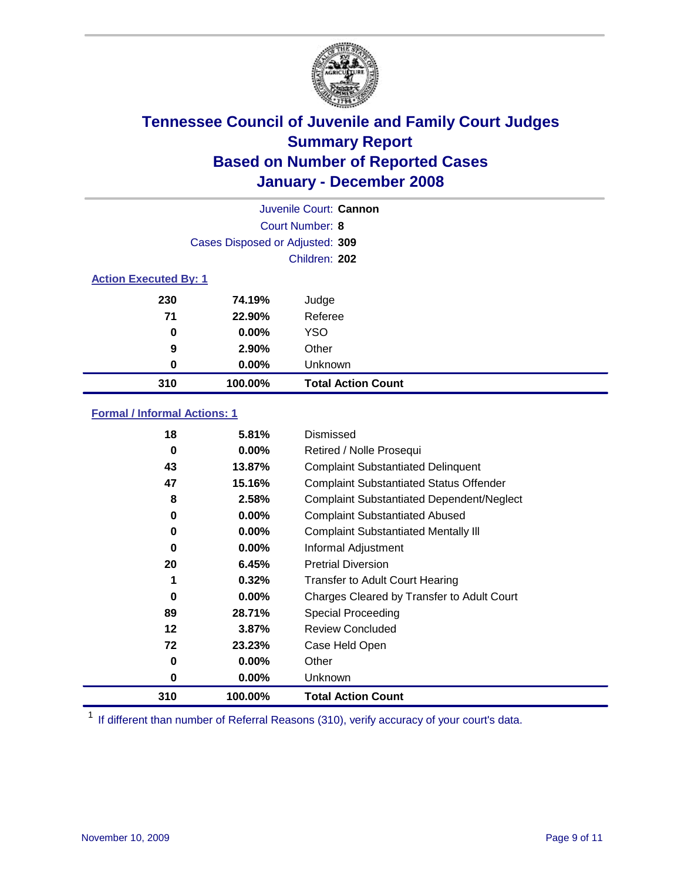# Tennessee Council of Juvenile and Family Court Judges
## Summary Report
## Based on Number of Reported Cases
## January - December 2008

Juvenile Court: **Cannon**

Court Number: **8**

Cases Disposed or Adjusted: **309**

Children: **202**

### Action Executed By: 1

| | | |
|---|---|---|
| 230 | 74.19% | Judge |
| 71 | 22.90% | Referee |
| 0 | 0.00% | YSO |
| 9 | 2.90% | Other |
| 0 | 0.00% | Unknown |
| **310** | **100.00%** | **Total Action Count** |

### Formal / Informal Actions: 1

| | | |
|---|---|---|
| 18 | 5.81% | Dismissed |
| 0 | 0.00% | Retired / Nolle Prosequi |
| 43 | 13.87% | Complaint Substantiated Delinquent |
| 47 | 15.16% | Complaint Substantiated Status Offender |
| 8 | 2.58% | Complaint Substantiated Dependent/Neglect |
| 0 | 0.00% | Complaint Substantiated Abused |
| 0 | 0.00% | Complaint Substantiated Mentally Ill |
| 0 | 0.00% | Informal Adjustment |
| 20 | 6.45% | Pretrial Diversion |
| 1 | 0.32% | Transfer to Adult Court Hearing |
| 0 | 0.00% | Charges Cleared by Transfer to Adult Court |
| 89 | 28.71% | Special Proceeding |
| 12 | 3.87% | Review Concluded |
| 72 | 23.23% | Case Held Open |
| 0 | 0.00% | Other |
| 0 | 0.00% | Unknown |
| **310** | **100.00%** | **Total Action Count** |

[1] If different than number of Referral Reasons (310), verify accuracy of your court's data.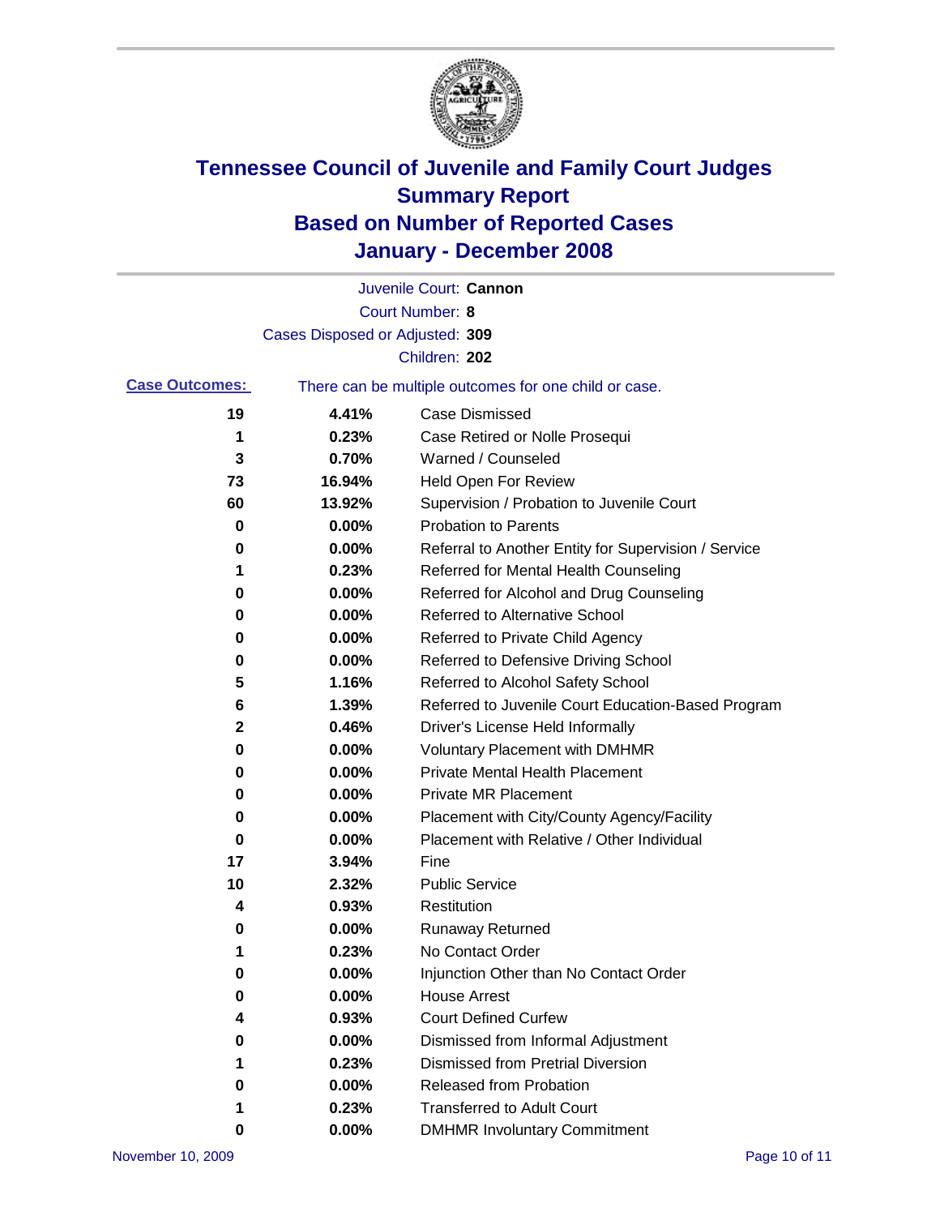# Tennessee Council of Juvenile and Family Court Judges
# Summary Report
# Based on Number of Reported Cases
# January - December 2008

Juvenile Court: **Cannon**

Court Number: **8**

Cases Disposed or Adjusted: **309**

Children: **202**

**Case Outcomes:** There can be multiple outcomes for one child or case.

| Count | Percent | Outcome |
|---|---|---|
| 19 | 4.41% | Case Dismissed |
| 1 | 0.23% | Case Retired or Nolle Prosequi |
| 3 | 0.70% | Warned / Counseled |
| 73 | 16.94% | Held Open For Review |
| 60 | 13.92% | Supervision / Probation to Juvenile Court |
| 0 | 0.00% | Probation to Parents |
| 0 | 0.00% | Referral to Another Entity for Supervision / Service |
| 1 | 0.23% | Referred for Mental Health Counseling |
| 0 | 0.00% | Referred for Alcohol and Drug Counseling |
| 0 | 0.00% | Referred to Alternative School |
| 0 | 0.00% | Referred to Private Child Agency |
| 0 | 0.00% | Referred to Defensive Driving School |
| 5 | 1.16% | Referred to Alcohol Safety School |
| 6 | 1.39% | Referred to Juvenile Court Education-Based Program |
| 2 | 0.46% | Driver's License Held Informally |
| 0 | 0.00% | Voluntary Placement with DMHMR |
| 0 | 0.00% | Private Mental Health Placement |
| 0 | 0.00% | Private MR Placement |
| 0 | 0.00% | Placement with City/County Agency/Facility |
| 0 | 0.00% | Placement with Relative / Other Individual |
| 17 | 3.94% | Fine |
| 10 | 2.32% | Public Service |
| 4 | 0.93% | Restitution |
| 0 | 0.00% | Runaway Returned |
| 1 | 0.23% | No Contact Order |
| 0 | 0.00% | Injunction Other than No Contact Order |
| 0 | 0.00% | House Arrest |
| 4 | 0.93% | Court Defined Curfew |
| 0 | 0.00% | Dismissed from Informal Adjustment |
| 1 | 0.23% | Dismissed from Pretrial Diversion |
| 0 | 0.00% | Released from Probation |
| 1 | 0.23% | Transferred to Adult Court |
| 0 | 0.00% | DMHMR Involuntary Commitment |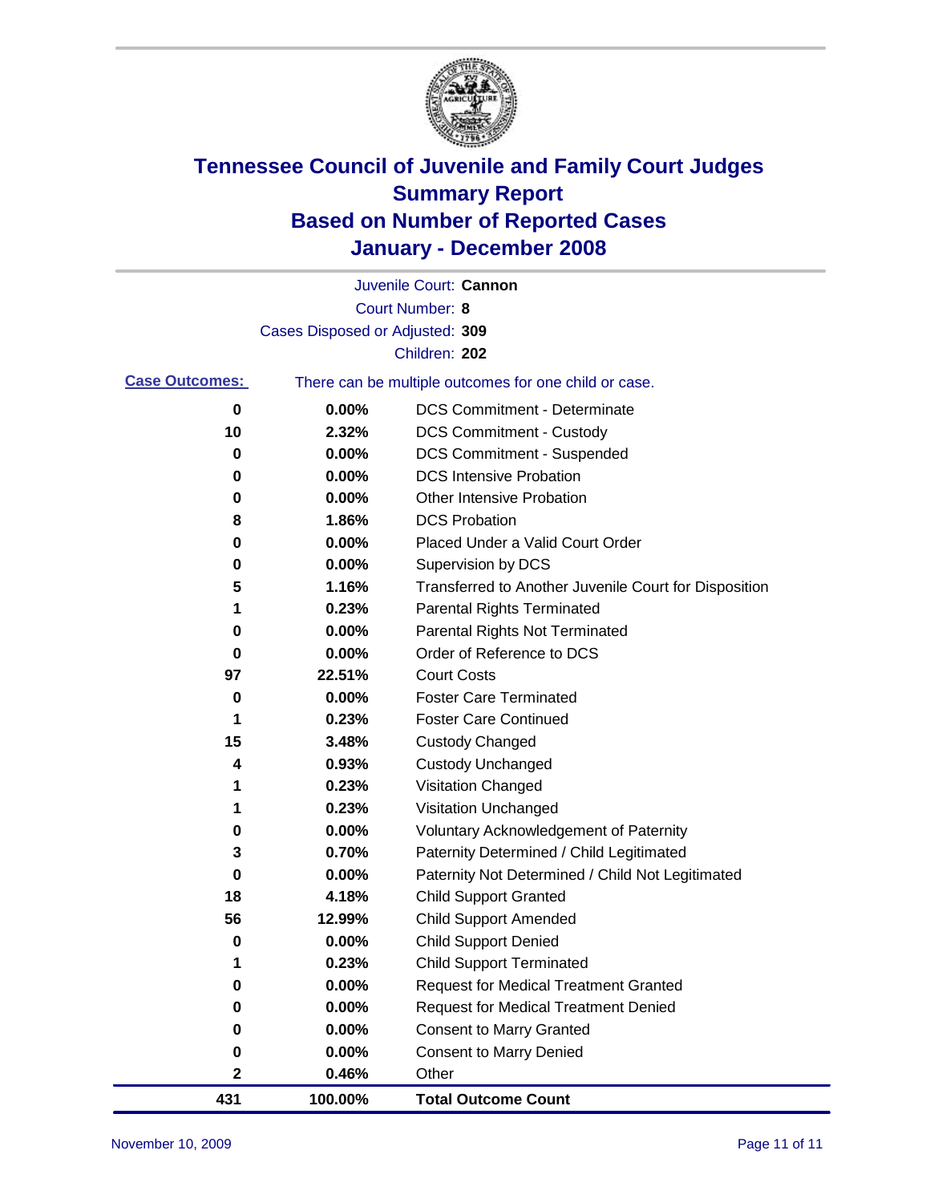# Tennessee Council of Juvenile and Family Court Judges
# Summary Report
# Based on Number of Reported Cases
# January - December 2008

Juvenile Court: **Cannon**

Court Number: **8**

Cases Disposed or Adjusted: **309**

Children: **202**

**Case Outcomes:** There can be multiple outcomes for one child or case.

| | | |
|---|---|---|
| 0 | 0.00% | DCS Commitment - Determinate |
| 10 | 2.32% | DCS Commitment - Custody |
| 0 | 0.00% | DCS Commitment - Suspended |
| 0 | 0.00% | DCS Intensive Probation |
| 0 | 0.00% | Other Intensive Probation |
| 8 | 1.86% | DCS Probation |
| 0 | 0.00% | Placed Under a Valid Court Order |
| 0 | 0.00% | Supervision by DCS |
| 5 | 1.16% | Transferred to Another Juvenile Court for Disposition |
| 1 | 0.23% | Parental Rights Terminated |
| 0 | 0.00% | Parental Rights Not Terminated |
| 0 | 0.00% | Order of Reference to DCS |
| 97 | 22.51% | Court Costs |
| 0 | 0.00% | Foster Care Terminated |
| 1 | 0.23% | Foster Care Continued |
| 15 | 3.48% | Custody Changed |
| 4 | 0.93% | Custody Unchanged |
| 1 | 0.23% | Visitation Changed |
| 1 | 0.23% | Visitation Unchanged |
| 0 | 0.00% | Voluntary Acknowledgement of Paternity |
| 3 | 0.70% | Paternity Determined / Child Legitimated |
| 0 | 0.00% | Paternity Not Determined / Child Not Legitimated |
| 18 | 4.18% | Child Support Granted |
| 56 | 12.99% | Child Support Amended |
| 0 | 0.00% | Child Support Denied |
| 1 | 0.23% | Child Support Terminated |
| 0 | 0.00% | Request for Medical Treatment Granted |
| 0 | 0.00% | Request for Medical Treatment Denied |
| 0 | 0.00% | Consent to Marry Granted |
| 0 | 0.00% | Consent to Marry Denied |
| 2 | 0.46% | Other |
| **431** | **100.00%** | **Total Outcome Count** |

November 10, 2009